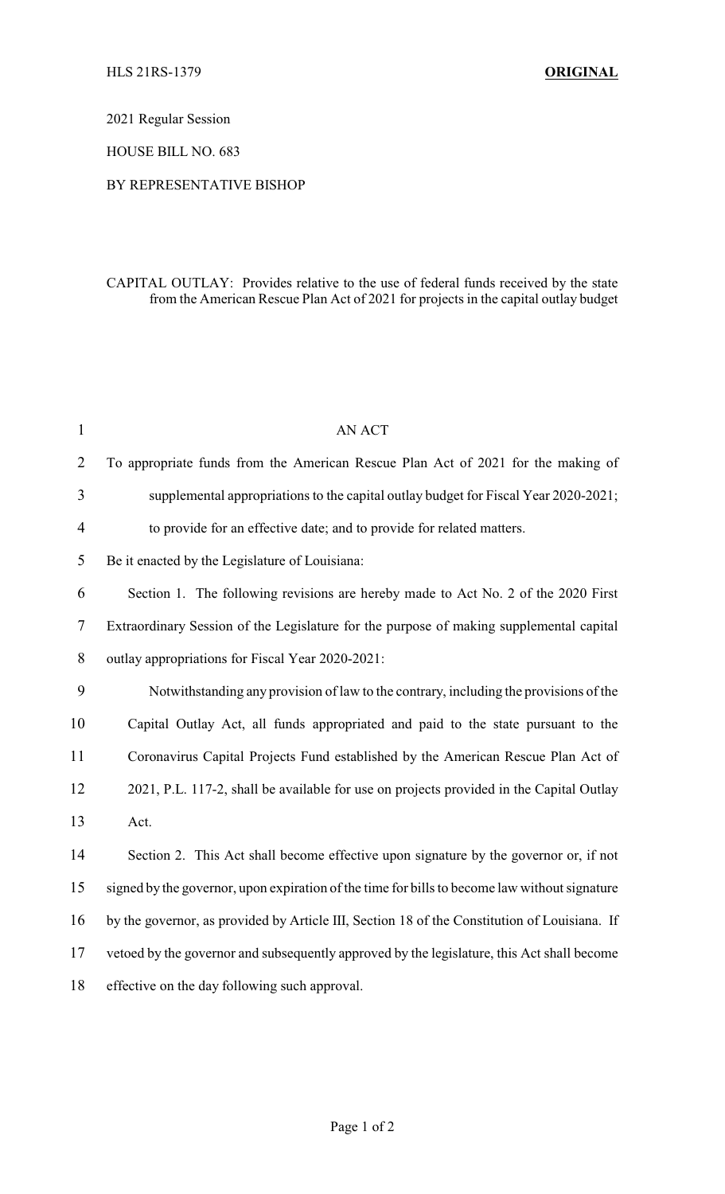HLS 21RS-1379 **ORIGINAL**

2021 Regular Session

HOUSE BILL NO. 683

BY REPRESENTATIVE BISHOP

CAPITAL OUTLAY: Provides relative to the use of federal funds received by the state from the American Rescue Plan Act of 2021 for projects in the capital outlay budget

AN ACT

To appropriate funds from the American Rescue Plan Act of 2021 for the making of supplemental appropriations to the capital outlay budget for Fiscal Year 2020-2021; to provide for an effective date; and to provide for related matters.

Be it enacted by the Legislature of Louisiana:

Section 1. The following revisions are hereby made to Act No. 2 of the 2020 First Extraordinary Session of the Legislature for the purpose of making supplemental capital outlay appropriations for Fiscal Year 2020-2021:

Notwithstanding any provision of law to the contrary, including the provisions of the Capital Outlay Act, all funds appropriated and paid to the state pursuant to the Coronavirus Capital Projects Fund established by the American Rescue Plan Act of 2021, P.L. 117-2, shall be available for use on projects provided in the Capital Outlay Act.

Section 2. This Act shall become effective upon signature by the governor or, if not signed by the governor, upon expiration of the time for bills to become law without signature by the governor, as provided by Article III, Section 18 of the Constitution of Louisiana. If vetoed by the governor and subsequently approved by the legislature, this Act shall become effective on the day following such approval.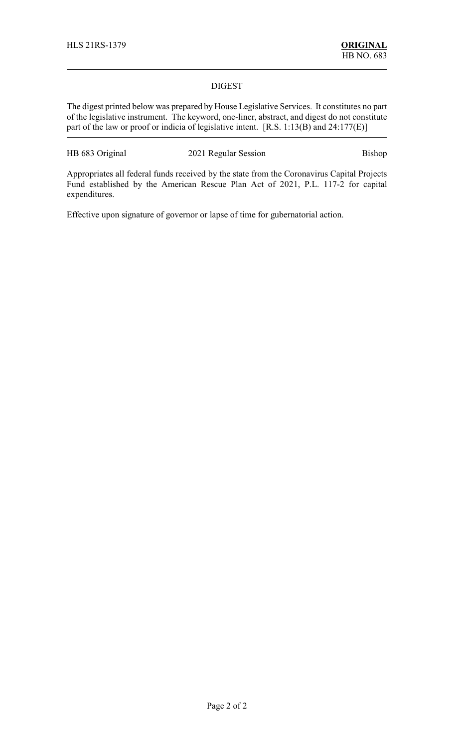## DIGEST

The digest printed below was prepared by House Legislative Services. It constitutes no part of the legislative instrument. The keyword, one-liner, abstract, and digest do not constitute part of the law or proof or indicia of legislative intent. [R.S. 1:13(B) and 24:177(E)]

HB 683 Original — 2021 Regular Session — Bishop

Appropriates all federal funds received by the state from the Coronavirus Capital Projects Fund established by the American Rescue Plan Act of 2021, P.L. 117-2 for capital expenditures.

Effective upon signature of governor or lapse of time for gubernatorial action.